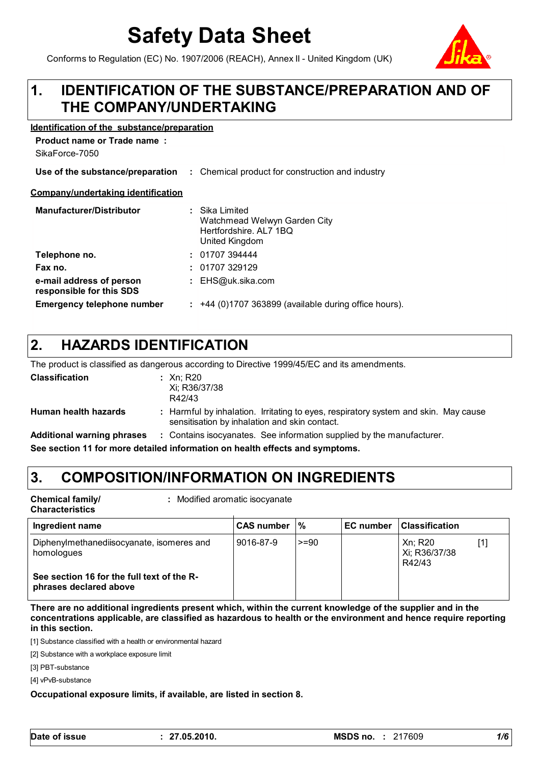# Safety Data Sheet

Conforms to Regulation (EC) No. 1907/2006 (REACH), Annex II - United Kingdom (UK)

## 1. IDENTIFICATION OF THE SUBSTANCE/PREPARATION AND OF THE COMPANY/UNDERTAKING

**Identification of the substance/preparation**

**Product name or Trade name :**

SikaForce-7050

**Use of the substance/preparation** : Chemical product for construction and industry

**Company/undertaking identification**

**Manufacturer/Distributor** : Sika Limited
Watchmead Welwyn Garden City
Hertfordshire. AL7 1BQ
United Kingdom

**Telephone no.** : 01707 394444

**Fax no.** : 01707 329129

**e-mail address of person responsible for this SDS** : EHS@uk.sika.com

**Emergency telephone number** : +44 (0)1707 363899 (available during office hours).

## 2. HAZARDS IDENTIFICATION

The product is classified as dangerous according to Directive 1999/45/EC and its amendments.

**Classification** : Xn; R20
Xi; R36/37/38
R42/43

**Human health hazards** : Harmful by inhalation. Irritating to eyes, respiratory system and skin. May cause sensitisation by inhalation and skin contact.

**Additional warning phrases** : Contains isocyanates. See information supplied by the manufacturer.

**See section 11 for more detailed information on health effects and symptoms.**

## 3. COMPOSITION/INFORMATION ON INGREDIENTS

**Chemical family/ Characteristics** : Modified aromatic isocyanate

| Ingredient name | CAS number | % | EC number | Classification | |
|---|---|---|---|---|---|
| Diphenylmethanediisocyanate, isomeres and homologues | 9016-87-9 | >=90 | | Xn; R20<br>Xi; R36/37/38<br>R42/43 | [1] |
| **See section 16 for the full text of the R-phrases declared above** | | | | | |

**There are no additional ingredients present which, within the current knowledge of the supplier and in the concentrations applicable, are classified as hazardous to health or the environment and hence require reporting in this section.**

[1] Substance classified with a health or environmental hazard

[2] Substance with a workplace exposure limit

[3] PBT-substance

[4] vPvB-substance

**Occupational exposure limits, if available, are listed in section 8.**

**Date of issue** : **27.05.2010.** **MSDS no.** : 217609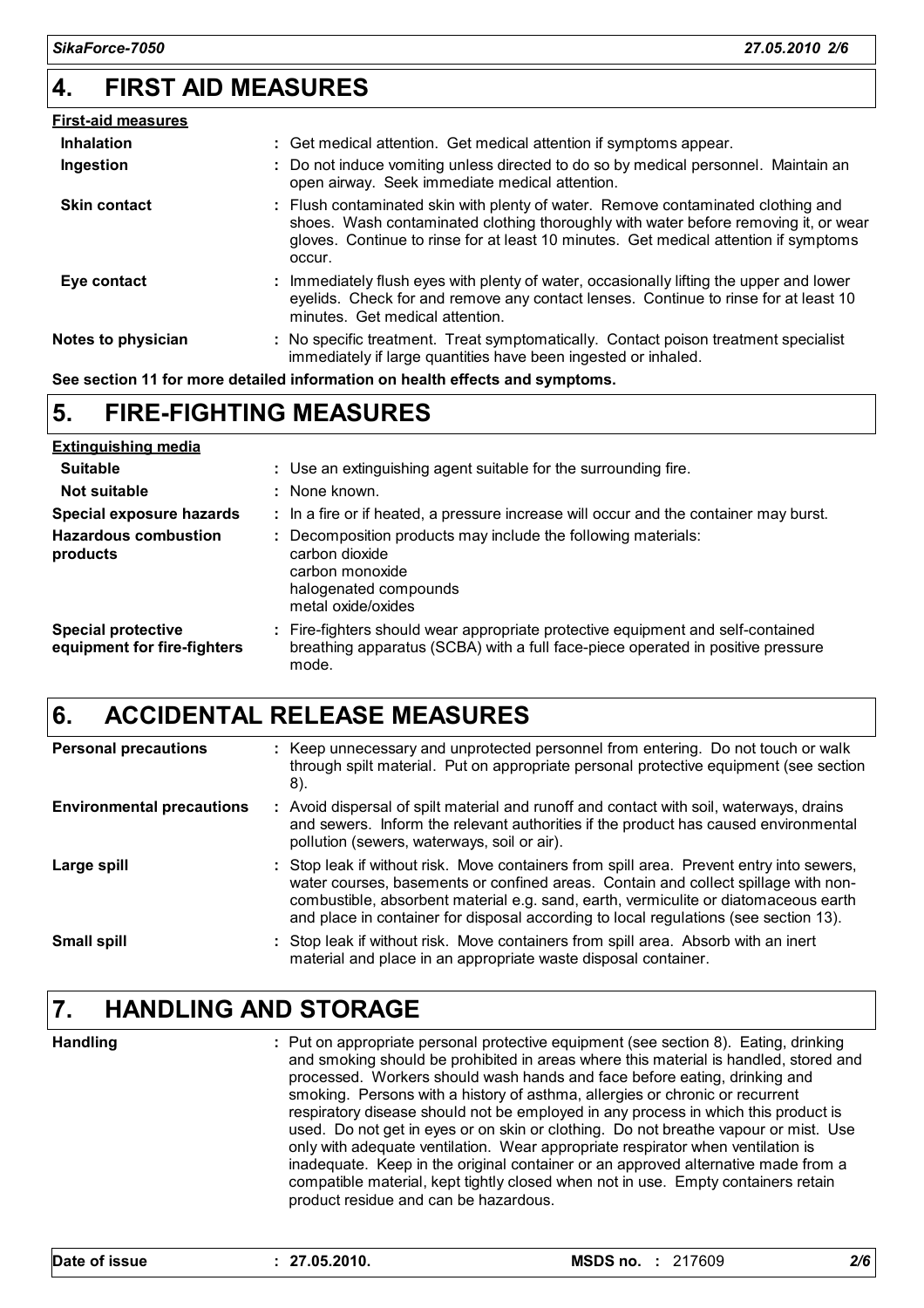## 4. FIRST AID MEASURES

**First-aid measures**

| | |
|---|---|
| **Inhalation** | : Get medical attention. Get medical attention if symptoms appear. |
| **Ingestion** | : Do not induce vomiting unless directed to do so by medical personnel. Maintain an open airway. Seek immediate medical attention. |
| **Skin contact** | : Flush contaminated skin with plenty of water. Remove contaminated clothing and shoes. Wash contaminated clothing thoroughly with water before removing it, or wear gloves. Continue to rinse for at least 10 minutes. Get medical attention if symptoms occur. |
| **Eye contact** | : Immediately flush eyes with plenty of water, occasionally lifting the upper and lower eyelids. Check for and remove any contact lenses. Continue to rinse for at least 10 minutes. Get medical attention. |
| **Notes to physician** | : No specific treatment. Treat symptomatically. Contact poison treatment specialist immediately if large quantities have been ingested or inhaled. |

**See section 11 for more detailed information on health effects and symptoms.**

## 5. FIRE-FIGHTING MEASURES

**Extinguishing media**

| | |
|---|---|
| **Suitable** | : Use an extinguishing agent suitable for the surrounding fire. |
| **Not suitable** | : None known. |
| **Special exposure hazards** | : In a fire or if heated, a pressure increase will occur and the container may burst. |
| **Hazardous combustion products** | : Decomposition products may include the following materials: carbon dioxide, carbon monoxide, halogenated compounds, metal oxide/oxides |
| **Special protective equipment for fire-fighters** | : Fire-fighters should wear appropriate protective equipment and self-contained breathing apparatus (SCBA) with a full face-piece operated in positive pressure mode. |

## 6. ACCIDENTAL RELEASE MEASURES

| | |
|---|---|
| **Personal precautions** | : Keep unnecessary and unprotected personnel from entering. Do not touch or walk through spilt material. Put on appropriate personal protective equipment (see section 8). |
| **Environmental precautions** | : Avoid dispersal of spilt material and runoff and contact with soil, waterways, drains and sewers. Inform the relevant authorities if the product has caused environmental pollution (sewers, waterways, soil or air). |
| **Large spill** | : Stop leak if without risk. Move containers from spill area. Prevent entry into sewers, water courses, basements or confined areas. Contain and collect spillage with non-combustible, absorbent material e.g. sand, earth, vermiculite or diatomaceous earth and place in container for disposal according to local regulations (see section 13). |
| **Small spill** | : Stop leak if without risk. Move containers from spill area. Absorb with an inert material and place in an appropriate waste disposal container. |

## 7. HANDLING AND STORAGE

| | |
|---|---|
| **Handling** | : Put on appropriate personal protective equipment (see section 8). Eating, drinking and smoking should be prohibited in areas where this material is handled, stored and processed. Workers should wash hands and face before eating, drinking and smoking. Persons with a history of asthma, allergies or chronic or recurrent respiratory disease should not be employed in any process in which this product is used. Do not get in eyes or on skin or clothing. Do not breathe vapour or mist. Use only with adequate ventilation. Wear appropriate respirator when ventilation is inadequate. Keep in the original container or an approved alternative made from a compatible material, kept tightly closed when not in use. Empty containers retain product residue and can be hazardous. |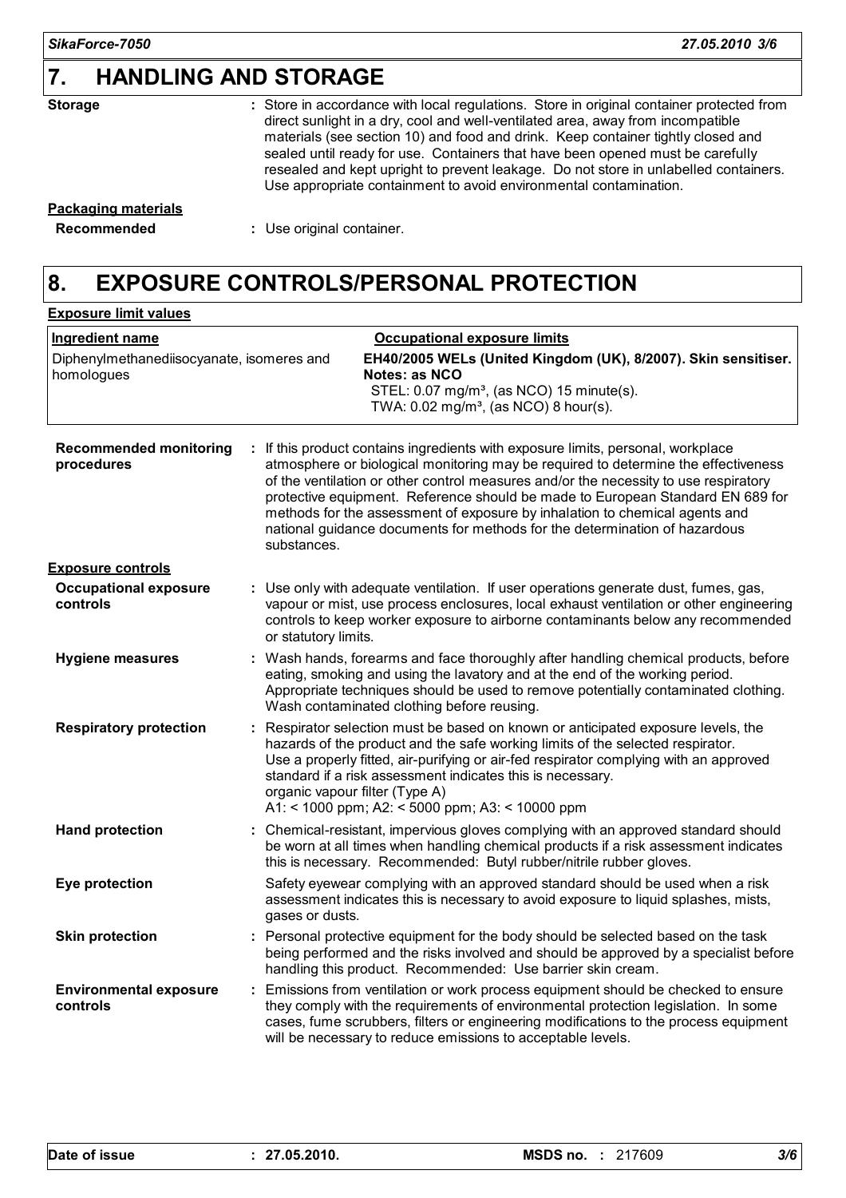## 7. HANDLING AND STORAGE

**Storage** : Store in accordance with local regulations. Store in original container protected from direct sunlight in a dry, cool and well-ventilated area, away from incompatible materials (see section 10) and food and drink. Keep container tightly closed and sealed until ready for use. Containers that have been opened must be carefully resealed and kept upright to prevent leakage. Do not store in unlabelled containers. Use appropriate containment to avoid environmental contamination.

**Packaging materials**

**Recommended** : Use original container.

## 8. EXPOSURE CONTROLS/PERSONAL PROTECTION

**Exposure limit values**

| Ingredient name | Occupational exposure limits |
|---|---|
| Diphenylmethanediisocyanate, isomeres and homologues | **EH40/2005 WELs (United Kingdom (UK), 8/2007). Skin sensitiser. Notes: as NCO**<br>STEL: 0.07 mg/m³, (as NCO) 15 minute(s).<br>TWA: 0.02 mg/m³, (as NCO) 8 hour(s). |

**Recommended monitoring procedures** : If this product contains ingredients with exposure limits, personal, workplace atmosphere or biological monitoring may be required to determine the effectiveness of the ventilation or other control measures and/or the necessity to use respiratory protective equipment. Reference should be made to European Standard EN 689 for methods for the assessment of exposure by inhalation to chemical agents and national guidance documents for methods for the determination of hazardous substances.

**Exposure controls**

**Occupational exposure controls** : Use only with adequate ventilation. If user operations generate dust, fumes, gas, vapour or mist, use process enclosures, local exhaust ventilation or other engineering controls to keep worker exposure to airborne contaminants below any recommended or statutory limits.

**Hygiene measures** : Wash hands, forearms and face thoroughly after handling chemical products, before eating, smoking and using the lavatory and at the end of the working period. Appropriate techniques should be used to remove potentially contaminated clothing. Wash contaminated clothing before reusing.

**Respiratory protection** : Respirator selection must be based on known or anticipated exposure levels, the hazards of the product and the safe working limits of the selected respirator. Use a properly fitted, air-purifying or air-fed respirator complying with an approved standard if a risk assessment indicates this is necessary.
organic vapour filter (Type A)
A1: < 1000 ppm; A2: < 5000 ppm; A3: < 10000 ppm

**Hand protection** : Chemical-resistant, impervious gloves complying with an approved standard should be worn at all times when handling chemical products if a risk assessment indicates this is necessary. Recommended: Butyl rubber/nitrile rubber gloves.

**Eye protection** Safety eyewear complying with an approved standard should be used when a risk assessment indicates this is necessary to avoid exposure to liquid splashes, mists, gases or dusts.

**Skin protection** : Personal protective equipment for the body should be selected based on the task being performed and the risks involved and should be approved by a specialist before handling this product. Recommended: Use barrier skin cream.

**Environmental exposure controls** : Emissions from ventilation or work process equipment should be checked to ensure they comply with the requirements of environmental protection legislation. In some cases, fume scrubbers, filters or engineering modifications to the process equipment will be necessary to reduce emissions to acceptable levels.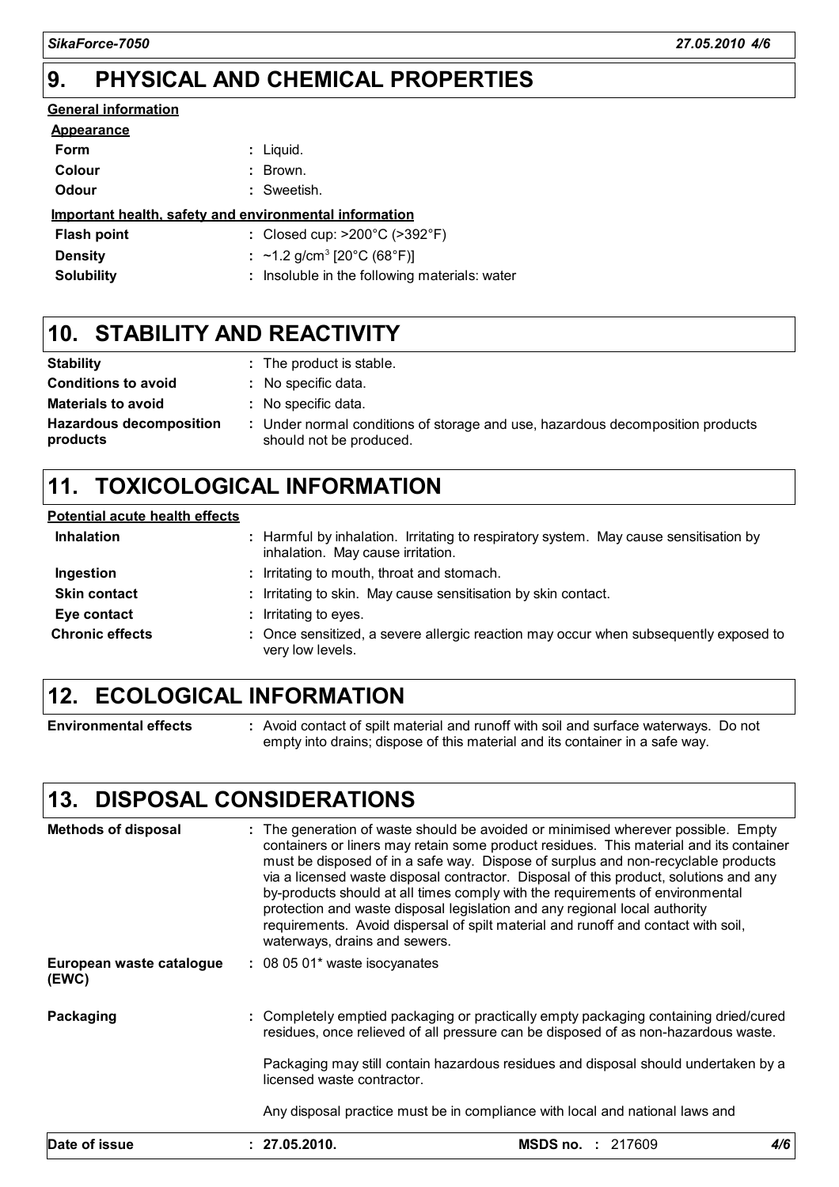## 9. PHYSICAL AND CHEMICAL PROPERTIES

**General information**

**Appearance**

| | |
|---|---|
| **Form** | : Liquid. |
| **Colour** | : Brown. |
| **Odour** | : Sweetish. |

**Important health, safety and environmental information**

| | |
|---|---|
| **Flash point** | : Closed cup: >200°C (>392°F) |
| **Density** | : ~1.2 g/cm$^3$ [20°C (68°F)] |
| **Solubility** | : Insoluble in the following materials: water |

## 10. STABILITY AND REACTIVITY

| | |
|---|---|
| **Stability** | : The product is stable. |
| **Conditions to avoid** | : No specific data. |
| **Materials to avoid** | : No specific data. |
| **Hazardous decomposition products** | : Under normal conditions of storage and use, hazardous decomposition products should not be produced. |

## 11. TOXICOLOGICAL INFORMATION

**Potential acute health effects**

| | |
|---|---|
| **Inhalation** | : Harmful by inhalation. Irritating to respiratory system. May cause sensitisation by inhalation. May cause irritation. |
| **Ingestion** | : Irritating to mouth, throat and stomach. |
| **Skin contact** | : Irritating to skin. May cause sensitisation by skin contact. |
| **Eye contact** | : Irritating to eyes. |
| **Chronic effects** | : Once sensitized, a severe allergic reaction may occur when subsequently exposed to very low levels. |

## 12. ECOLOGICAL INFORMATION

| | |
|---|---|
| **Environmental effects** | : Avoid contact of spilt material and runoff with soil and surface waterways. Do not empty into drains; dispose of this material and its container in a safe way. |

## 13. DISPOSAL CONSIDERATIONS

**Methods of disposal** : The generation of waste should be avoided or minimised wherever possible. Empty containers or liners may retain some product residues. This material and its container must be disposed of in a safe way. Dispose of surplus and non-recyclable products via a licensed waste disposal contractor. Disposal of this product, solutions and any by-products should at all times comply with the requirements of environmental protection and waste disposal legislation and any regional local authority requirements. Avoid dispersal of spilt material and runoff and contact with soil, waterways, drains and sewers.

**European waste catalogue (EWC)** : 08 05 01* waste isocyanates

**Packaging** : Completely emptied packaging or practically empty packaging containing dried/cured residues, once relieved of all pressure can be disposed of as non-hazardous waste.

Packaging may still contain hazardous residues and disposal should undertaken by a licensed waste contractor.

Any disposal practice must be in compliance with local and national laws and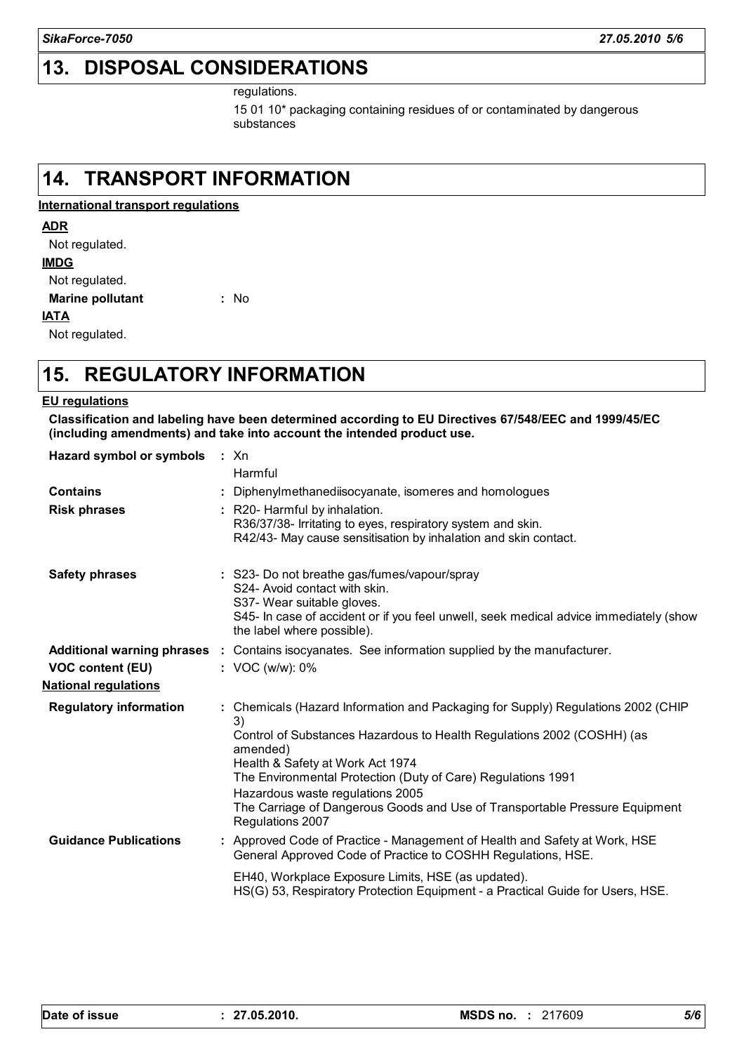## 13. DISPOSAL CONSIDERATIONS

regulations.

15 01 10* packaging containing residues of or contaminated by dangerous substances

## 14. TRANSPORT INFORMATION

**International transport regulations**

**ADR**

Not regulated.

**IMDG**

Not regulated.

**Marine pollutant** : No

**IATA**

Not regulated.

## 15. REGULATORY INFORMATION

**EU regulations**

**Classification and labeling have been determined according to EU Directives 67/548/EEC and 1999/45/EC (including amendments) and take into account the intended product use.**

**Hazard symbol or symbols** : Xn
Harmful

**Contains** : Diphenylmethanediisocyanate, isomeres and homologues

**Risk phrases** : R20- Harmful by inhalation.
R36/37/38- Irritating to eyes, respiratory system and skin.
R42/43- May cause sensitisation by inhalation and skin contact.

**Safety phrases** : S23- Do not breathe gas/fumes/vapour/spray
S24- Avoid contact with skin.
S37- Wear suitable gloves.
S45- In case of accident or if you feel unwell, seek medical advice immediately (show the label where possible).

**Additional warning phrases** : Contains isocyanates. See information supplied by the manufacturer.

**VOC content (EU)** : VOC (w/w): 0%

**National regulations**

**Regulatory information** : Chemicals (Hazard Information and Packaging for Supply) Regulations 2002 (CHIP 3)
Control of Substances Hazardous to Health Regulations 2002 (COSHH) (as amended)
Health & Safety at Work Act 1974
The Environmental Protection (Duty of Care) Regulations 1991
Hazardous waste regulations 2005
The Carriage of Dangerous Goods and Use of Transportable Pressure Equipment Regulations 2007

**Guidance Publications** : Approved Code of Practice - Management of Health and Safety at Work, HSE
General Approved Code of Practice to COSHH Regulations, HSE.

EH40, Workplace Exposure Limits, HSE (as updated).
HS(G) 53, Respiratory Protection Equipment - a Practical Guide for Users, HSE.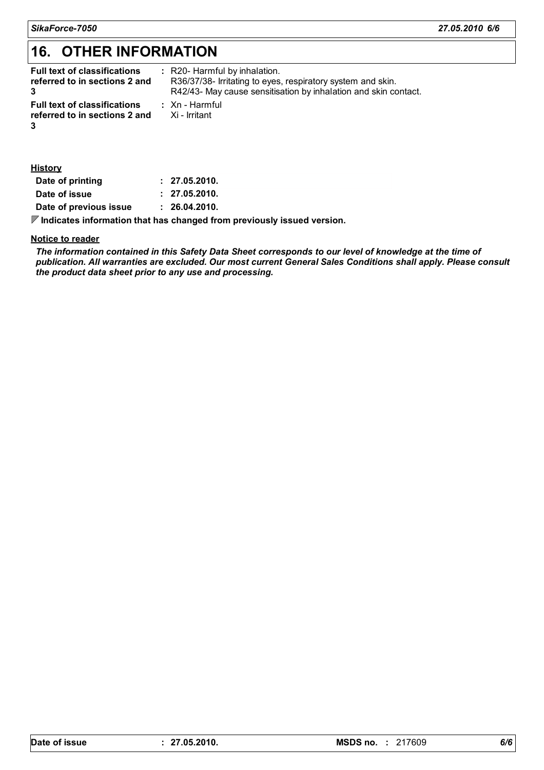# 16. OTHER INFORMATION

| | | |
|---|---|---|
| **Full text of classifications referred to in sections 2 and 3** | **:** | R20- Harmful by inhalation.<br>R36/37/38- Irritating to eyes, respiratory system and skin.<br>R42/43- May cause sensitisation by inhalation and skin contact. |
| **Full text of classifications referred to in sections 2 and 3** | **:** | Xn - Harmful<br>Xi - Irritant |

**History**

| | | |
|---|---|---|
| **Date of printing** | **:** | **27.05.2010.** |
| **Date of issue** | **:** | **27.05.2010.** |
| **Date of previous issue** | **:** | **26.04.2010.** |

**Indicates information that has changed from previously issued version.**

**Notice to reader**

***The information contained in this Safety Data Sheet corresponds to our level of knowledge at the time of publication. All warranties are excluded. Our most current General Sales Conditions shall apply. Please consult the product data sheet prior to any use and processing.***

**Date of issue** : **27.05.2010.** **MSDS no.** : 217609